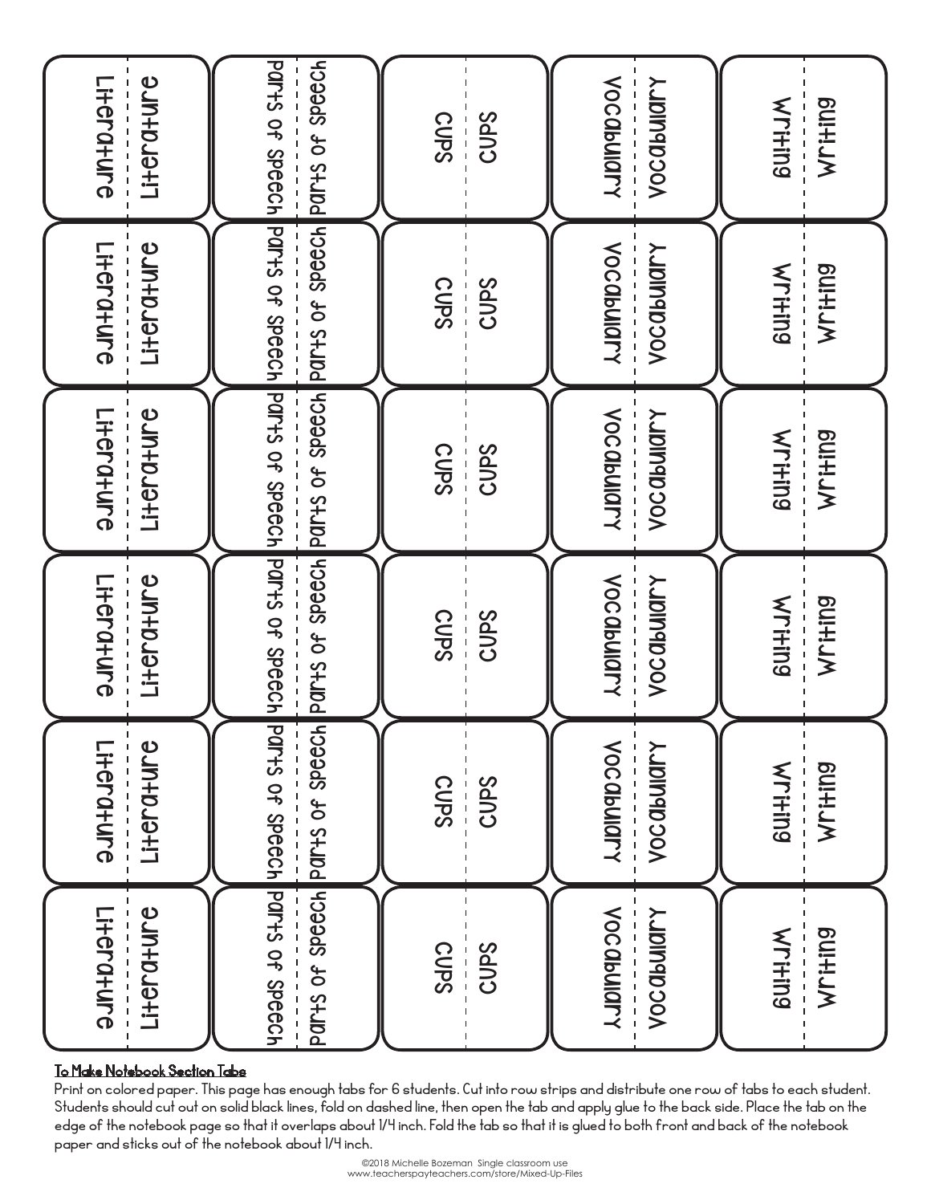| Literature | Parts of Speech | CUPS | Vocabulary | Writing |
| --- | --- | --- | --- | --- |
| Literature | Parts of Speech | CUPS | Vocabulary | Writing |
| Literature | Parts of Speech | CUPS | Vocabulary | Writing |
| Literature | Parts of Speech | CUPS | Vocabulary | Writing |
| Literature | Parts of Speech | CUPS | Vocabulary | Writing |
| Literature | Parts of Speech | CUPS | Vocabulary | Writing |
| Literature | Parts of Speech | CUPS | Vocabulary | Writing |

**To Make Notebook Section Tabs**

Print on colored paper. This page has enough tabs for 6 students. Cut into row strips and distribute one row of tabs to each student. Students should cut out on solid black lines, fold on dashed line, then open the tab and apply glue to the back side. Place the tab on the edge of the notebook page so that it overlaps about 1/4 inch. Fold the tab so that it is glued to both front and back of the notebook paper and sticks out of the notebook about 1/4 inch.

©2018 Michelle Bozeman Single classroom use
www.teacherspayteachers.com/store/Mixed-Up-Files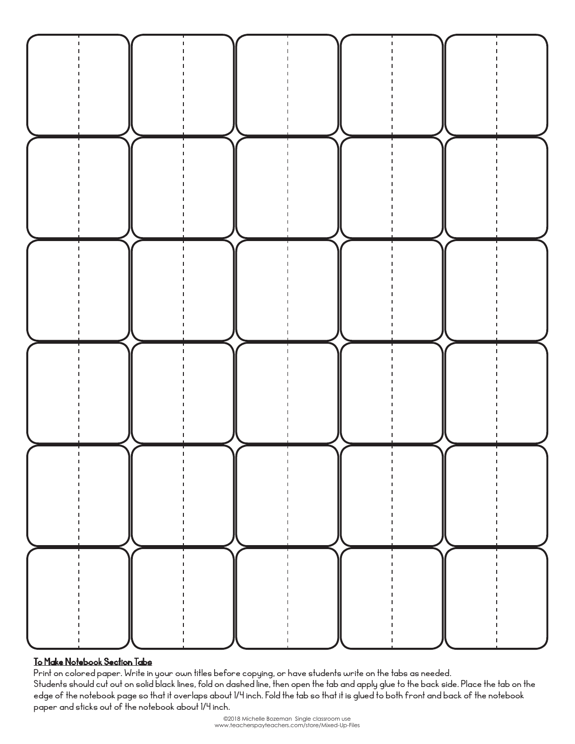**To Make Notebook Section Tabs**

Print on colored paper. Write in your own titles before copying, or have students write on the tabs as needed.
Students should cut out on solid black lines, fold on dashed line, then open the tab and apply glue to the back side. Place the tab on the edge of the notebook page so that it overlaps about 1/4 inch. Fold the tab so that it is glued to both front and back of the notebook paper and sticks out of the notebook about 1/4 inch.

©2018 Michelle Bozeman Single classroom use
www.teacherspayteachers.com/store/Mixed-Up-Files